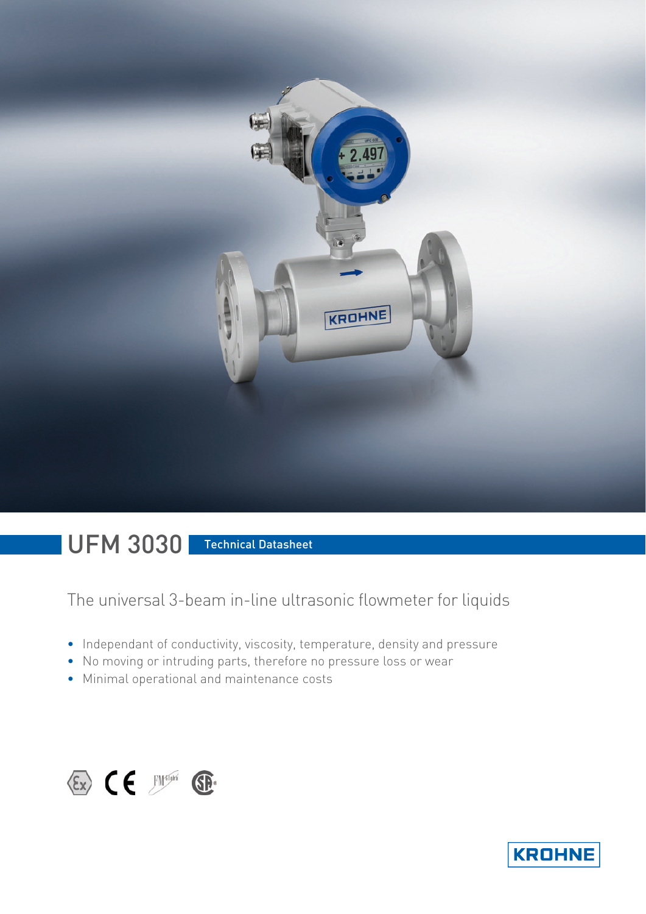# UFM 3030 Technical Datasheet

The universal 3-beam in-line ultrasonic flowmeter for liquids

- Independant of conductivity, viscosity, temperature, density and pressure
- No moving or intruding parts, therefore no pressure loss or wear
- Minimal operational and maintenance costs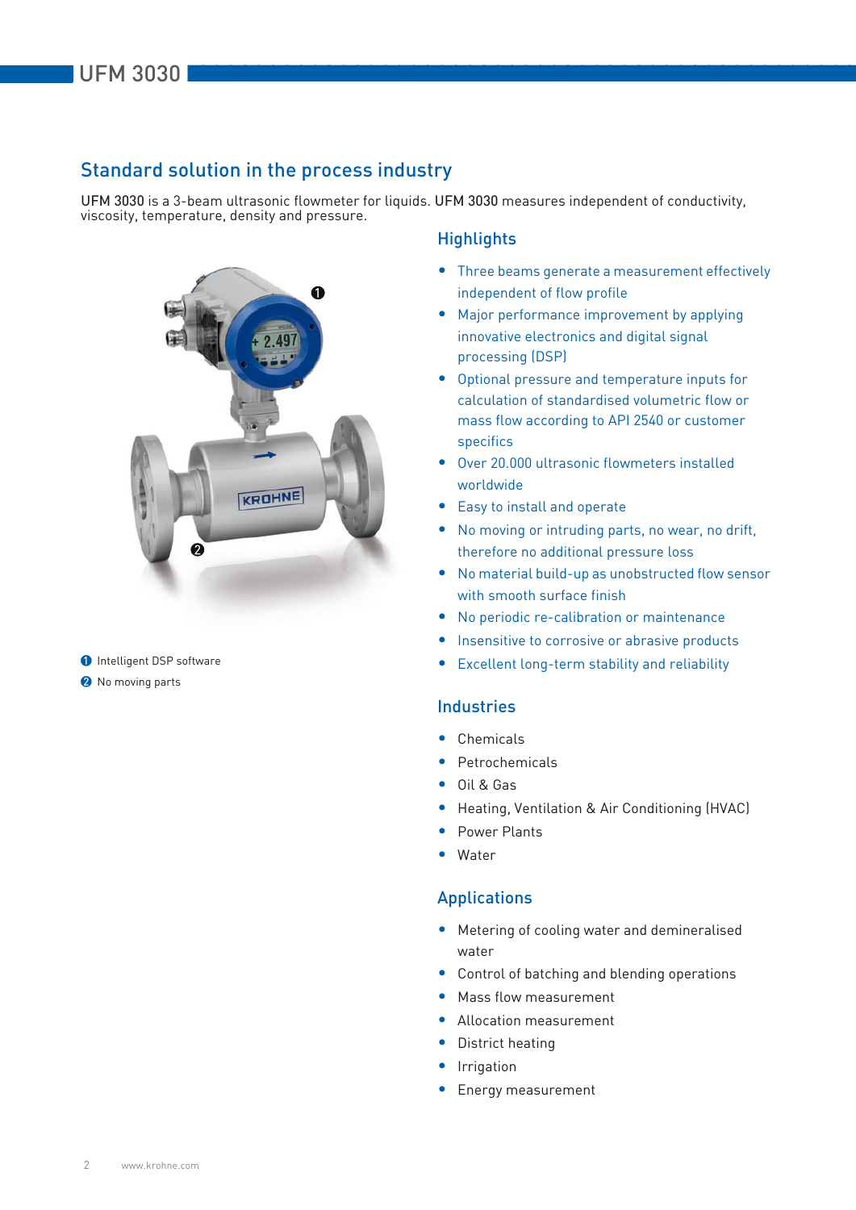## Standard solution in the process industry

UFM 3030 is a 3-beam ultrasonic flowmeter for liquids. UFM 3030 measures independent of conductivity, viscosity, temperature, density and pressure.

1. Intelligent DSP software
2. No moving parts

### Highlights

- Three beams generate a measurement effectively independent of flow profile
- Major performance improvement by applying innovative electronics and digital signal processing (DSP)
- Optional pressure and temperature inputs for calculation of standardised volumetric flow or mass flow according to API 2540 or customer specifics
- Over 20.000 ultrasonic flowmeters installed worldwide
- Easy to install and operate
- No moving or intruding parts, no wear, no drift, therefore no additional pressure loss
- No material build-up as unobstructed flow sensor with smooth surface finish
- No periodic re-calibration or maintenance
- Insensitive to corrosive or abrasive products
- Excellent long-term stability and reliability

### Industries

- Chemicals
- Petrochemicals
- Oil & Gas
- Heating, Ventilation & Air Conditioning (HVAC)
- Power Plants
- Water

### Applications

- Metering of cooling water and demineralised water
- Control of batching and blending operations
- Mass flow measurement
- Allocation measurement
- District heating
- Irrigation
- Energy measurement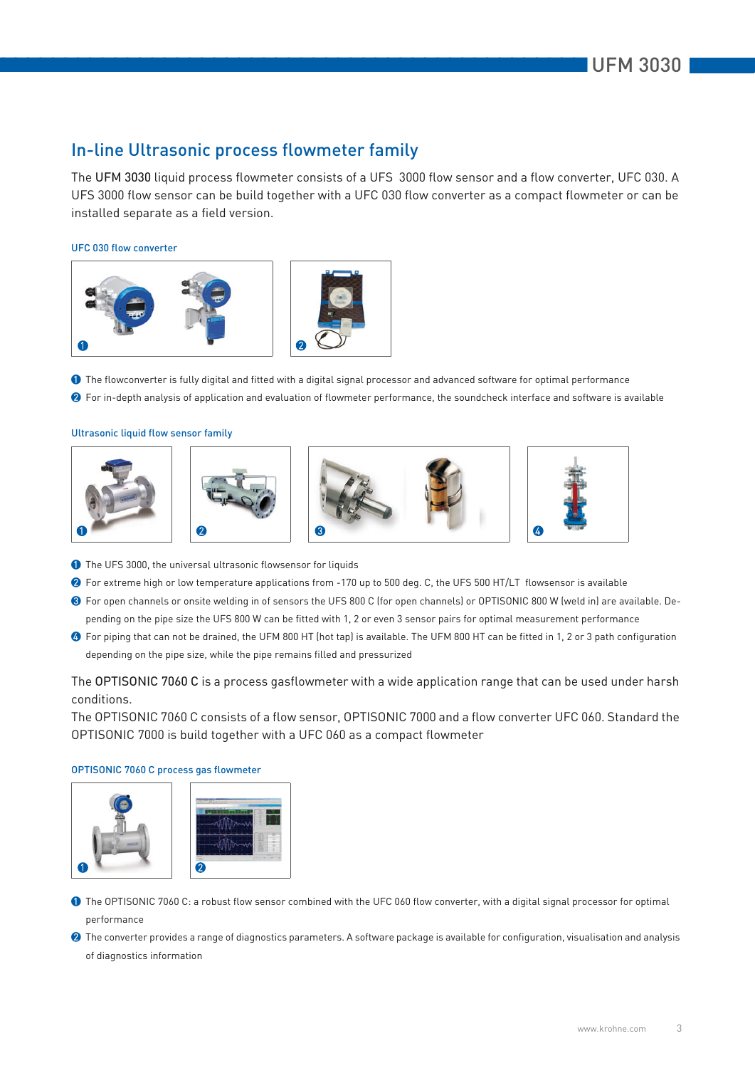## In-line Ultrasonic process flowmeter family

The **UFM 3030** liquid process flowmeter consists of a UFS 3000 flow sensor and a flow converter, UFC 030. A UFS 3000 flow sensor can be build together with a UFC 030 flow converter as a compact flowmeter or can be installed separate as a field version.

### UFC 030 flow converter

1. The flowconverter is fully digital and fitted with a digital signal processor and advanced software for optimal performance
2. For in-depth analysis of application and evaluation of flowmeter performance, the soundcheck interface and software is available

### Ultrasonic liquid flow sensor family

1. The UFS 3000, the universal ultrasonic flowsensor for liquids
2. For extreme high or low temperature applications from -170 up to 500 deg. C, the UFS 500 HT/LT flowsensor is available
3. For open channels or onsite welding in of sensors the UFS 800 C (for open channels) or OPTISONIC 800 W (weld in) are available. Depending on the pipe size the UFS 800 W can be fitted with 1, 2 or even 3 sensor pairs for optimal measurement performance
4. For piping that can not be drained, the UFM 800 HT (hot tap) is available. The UFM 800 HT can be fitted in 1, 2 or 3 path configuration depending on the pipe size, while the pipe remains filled and pressurized

The **OPTISONIC 7060 C** is a process gasflowmeter with a wide application range that can be used under harsh conditions.
The OPTISONIC 7060 C consists of a flow sensor, OPTISONIC 7000 and a flow converter UFC 060. Standard the OPTISONIC 7000 is build together with a UFC 060 as a compact flowmeter

### OPTISONIC 7060 C process gas flowmeter

1. The OPTISONIC 7060 C: a robust flow sensor combined with the UFC 060 flow converter, with a digital signal processor for optimal performance
2. The converter provides a range of diagnostics parameters. A software package is available for configuration, visualisation and analysis of diagnostics information

www.krohne.com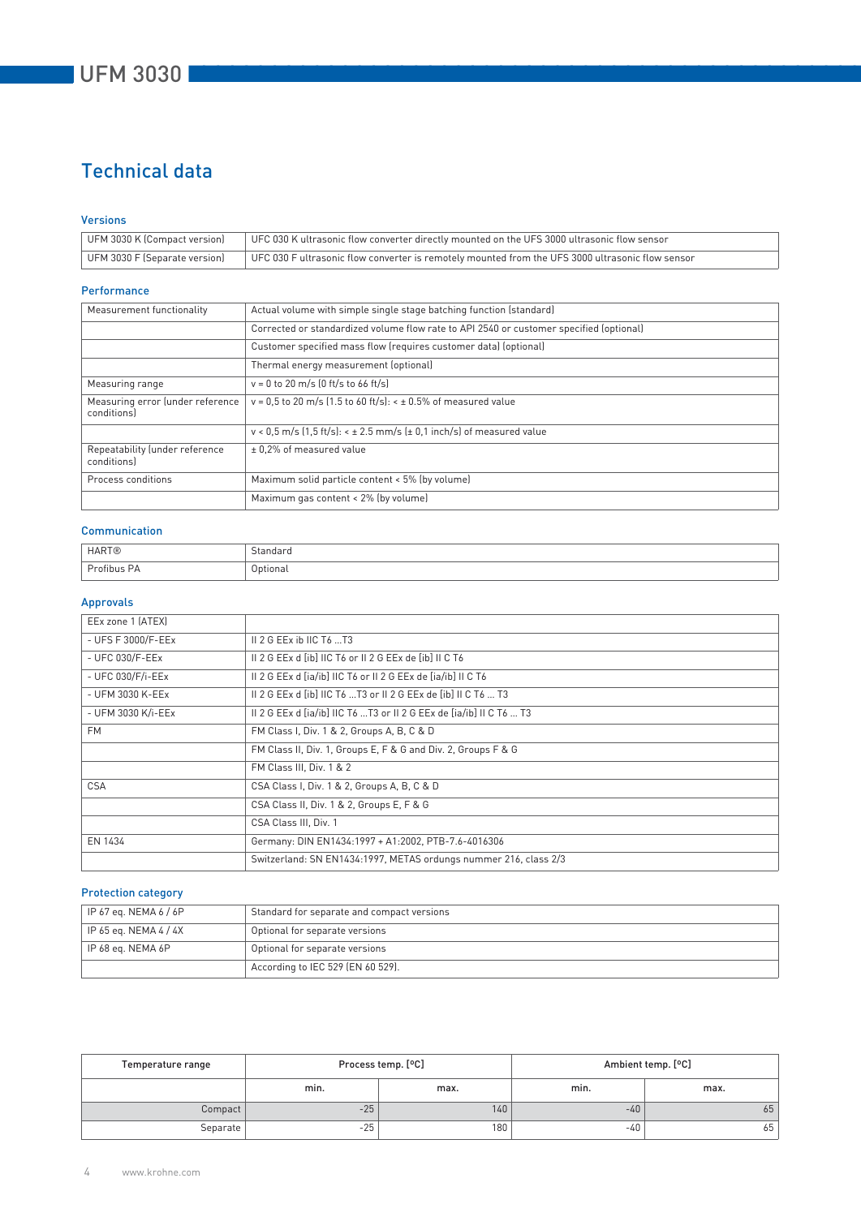# Technical data

### Versions

| UFM 3030 K (Compact version) | UFC 030 K ultrasonic flow converter directly mounted on the UFS 3000 ultrasonic flow sensor |
|---|---|
| UFM 3030 F (Separate version) | UFC 030 F ultrasonic flow converter is remotely mounted from the UFS 3000 ultrasonic flow sensor |

### Performance

| Measurement functionality | Actual volume with simple single stage batching function (standard) |
|---|---|
| | Corrected or standardized volume flow rate to API 2540 or customer specified (optional) |
| | Customer specified mass flow (requires customer data) (optional) |
| | Thermal energy measurement (optional) |
| Measuring range | v = 0 to 20 m/s (0 ft/s to 66 ft/s) |
| Measuring error (under reference conditions) | v = 0,5 to 20 m/s (1.5 to 60 ft/s): < ± 0.5% of measured value |
| | v < 0,5 m/s (1,5 ft/s): < ± 2.5 mm/s (± 0,1 inch/s) of measured value |
| Repeatability (under reference conditions) | ± 0,2% of measured value |
| Process conditions | Maximum solid particle content < 5% (by volume) |
| | Maximum gas content < 2% (by volume) |

### Communication

| HART® | Standard |
|---|---|
| Profibus PA | Optional |

### Approvals

| EEx zone 1 (ATEX) | |
|---|---|
| - UFS F 3000/F-EEx | II 2 G EEx ib IIC T6 ...T3 |
| - UFC 030/F-EEx | II 2 G EEx d [ib] IIC T6 or II 2 G EEx de [ib] II C T6 |
| - UFC 030/F/i-EEx | II 2 G EEx d [ia/ib] IIC T6 or II 2 G EEx de [ia/ib] II C T6 |
| - UFM 3030 K-EEx | II 2 G EEx d [ib] IIC T6 ...T3 or II 2 G EEx de [ib] II C T6 ... T3 |
| - UFM 3030 K/i-EEx | II 2 G EEx d [ia/ib] IIC T6 ...T3 or II 2 G EEx de [ia/ib] II C T6 ... T3 |
| FM | FM Class I, Div. 1 & 2, Groups A, B, C & D |
| | FM Class II, Div. 1, Groups E, F & G and Div. 2, Groups F & G |
| | FM Class III, Div. 1 & 2 |
| CSA | CSA Class I, Div. 1 & 2, Groups A, B, C & D |
| | CSA Class II, Div. 1 & 2, Groups E, F & G |
| | CSA Class III, Div. 1 |
| EN 1434 | Germany: DIN EN1434:1997 + A1:2002, PTB-7.6-4016306 |
| | Switzerland: SN EN1434:1997, METAS ordungs nummer 216, class 2/3 |

### Protection category

| IP 67 eq. NEMA 6 / 6P | Standard for separate and compact versions |
|---|---|
| IP 65 eq. NEMA 4 / 4X | Optional for separate versions |
| IP 68 eq. NEMA 6P | Optional for separate versions |
| | According to IEC 529 (EN 60 529). |

| Temperature range | Process temp. [°C] | | Ambient temp. [°C] | |
|---|---|---|---|---|
| | min. | max. | min. | max. |
| Compact | -25 | 140 | -40 | 65 |
| Separate | -25 | 180 | -40 | 65 |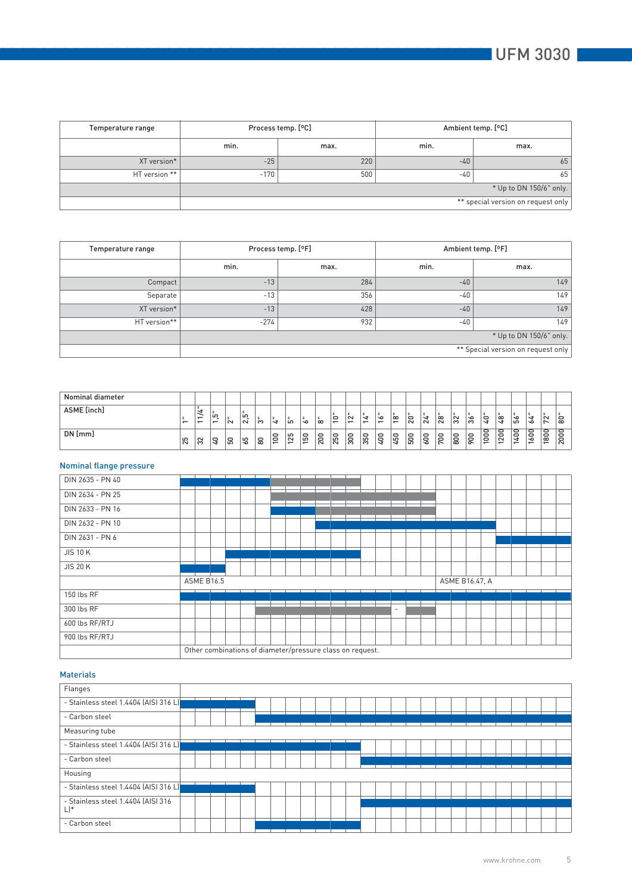| Temperature range | Process temp. [°C] | | Ambient temp. [°C] | |
|---|---|---|---|---|
| | min. | max. | min. | max. |
| XT version* | -25 | 220 | -40 | 65 |
| HT version ** | -170 | 500 | -40 | 65 |
| | * Up to DN 150/6" only. | | | |
| | ** special version on request only | | | |

| Temperature range | Process temp. [°F] | | Ambient temp. [°F] | |
|---|---|---|---|---|
| | min. | max. | min. | max. |
| Compact | -13 | 284 | -40 | 149 |
| Separate | -13 | 356 | -40 | 149 |
| XT version* | -13 | 428 | -40 | 149 |
| HT version** | -274 | 932 | -40 | 149 |
| | * Up to DN 150/6" only. | | | |
| | ** Special version on request only | | | |

| Nominal diameter | | | | | | | | | | | | | | | | | | | | | | | | | | |
|---|---|---|---|---|---|---|---|---|---|---|---|---|---|---|---|---|---|---|---|---|---|---|---|---|---|---|
| ASME [inch] | 1" | 11/4" | 1,5" | 2" | 2,5" | 3" | 4" | 5" | 6" | 8" | 10" | 12" | 14" | 16" | 18" | 20" | 24" | 28" | 32" | 36" | 40" | 48" | 56" | 64" | 72" | 80" |
| DN [mm] | 25 | 32 | 40 | 50 | 65 | 80 | 100 | 125 | 150 | 200 | 250 | 300 | 350 | 400 | 450 | 500 | 600 | 700 | 800 | 900 | 1000 | 1200 | 1400 | 1600 | 1800 | 2000 |

## Nominal flange pressure

| DN [mm] | 25 | 32 | 40 | 50 | 65 | 80 | 100 | 125 | 150 | 200 | 250 | 300 | 350 | 400 | 450 | 500 | 600 | 700 | 800 | 900 | 1000 | 1200 | 1400 | 1600 | 1800 | 2000 |
|---|---|---|---|---|---|---|---|---|---|---|---|---|---|---|---|---|---|---|---|---|---|---|---|---|---|---|
| DIN 2635 - PN 40 | ■ | ■ | ■ | ■ | ■ | ■ | □ | □ | □ | □ | □ | □ | | | | | | | | | | | | | | |
| DIN 2634 - PN 25 | | | | | | | □ | □ | □ | □ | □ | □ | □ | □ | □ | □ | □ | | | | | | | | | |
| DIN 2633 - PN 16 | | | | | | | ■ | ■ | ■ | □ | □ | □ | □ | □ | □ | □ | □ | | | | | | | | | |
| DIN 2632 - PN 10 | | | | | | | | | | ■ | ■ | ■ | ■ | ■ | ■ | ■ | ■ | ■ | ■ | ■ | ■ | | | | | |
| DIN 2631 - PN 6 | | | | | | | | | | | | | | | | | | | | | | ■ | ■ | ■ | ■ | ■ |
| JIS 10 K | | | | ■ | ■ | ■ | ■ | ■ | ■ | ■ | ■ | ■ | | | | | | | | | | | | | | |
| JIS 20 K | ■ | ■ | ■ | | | | | | | | | | | | | | | | | | | | | | | |
| | ASME B16.5 | | | | | | | | | | | | | | | | | ASME B16.47, A | | | | | | | | |
| 150 lbs RF | ■ | ■ | ■ | ■ | ■ | ■ | ■ | ■ | ■ | ■ | ■ | ■ | ■ | ■ | ■ | ■ | ■ | ■ | ■ | ■ | ■ | ■ | ■ | ■ | ■ | ■ |
| 300 lbs RF | | | | | | □ | □ | □ | □ | □ | □ | □ | □ | □ | - | □ | □ | | | | | | | | | |
| 600 lbs RF/RTJ | | | | | | | | | | | | | | | | | | | | | | | | | | |
| 900 lbs RF/RTJ | | | | | | | | | | | | | | | | | | | | | | | | | | |
| | Other combinations of diameter/pressure class on request. | | | | | | | | | | | | | | | | | | | | | | | | | |

## Materials

| DN [mm] | 25 | 32 | 40 | 50 | 65 | 80 | 100 | 125 | 150 | 200 | 250 | 300 | 350 | 400 | 450 | 500 | 600 | 700 | 800 | 900 | 1000 | 1200 | 1400 | 1600 | 1800 | 2000 |
|---|---|---|---|---|---|---|---|---|---|---|---|---|---|---|---|---|---|---|---|---|---|---|---|---|---|---|
| Flanges | | | | | | | | | | | | | | | | | | | | | | | | | | |
| - Stainless steel 1.4404 (AISI 316 L) | ■ | ■ | ■ | ■ | ■ | | | | | | | | | | | | | | | | | | | | | |
| - Carbon steel | | | | | | ■ | ■ | ■ | ■ | ■ | ■ | ■ | ■ | ■ | ■ | ■ | ■ | ■ | ■ | ■ | ■ | ■ | ■ | ■ | ■ | ■ |
| Measuring tube | | | | | | | | | | | | | | | | | | | | | | | | | | |
| - Stainless steel 1.4404 (AISI 316 L) | ■ | ■ | ■ | ■ | ■ | ■ | ■ | ■ | ■ | ■ | ■ | ■ | | | | | | | | | | | | | | |
| - Carbon steel | | | | | | | | | | | | | ■ | ■ | ■ | ■ | ■ | ■ | ■ | ■ | ■ | ■ | ■ | ■ | ■ | ■ |
| Housing | | | | | | | | | | | | | | | | | | | | | | | | | | |
| - Stainless steel 1.4404 (AISI 316 L) | ■ | ■ | ■ | ■ | ■ | | | | | | | | | | | | | | | | | | | | | |
| - Stainless steel 1.4404 (AISI 316 L)* | | | | | | | | | | | | | ■ | ■ | ■ | ■ | ■ | ■ | ■ | ■ | ■ | ■ | ■ | ■ | ■ | ■ |
| - Carbon steel | | | | | | ■ | ■ | ■ | ■ | ■ | ■ | ■ | | | | | | | | | | | | | | |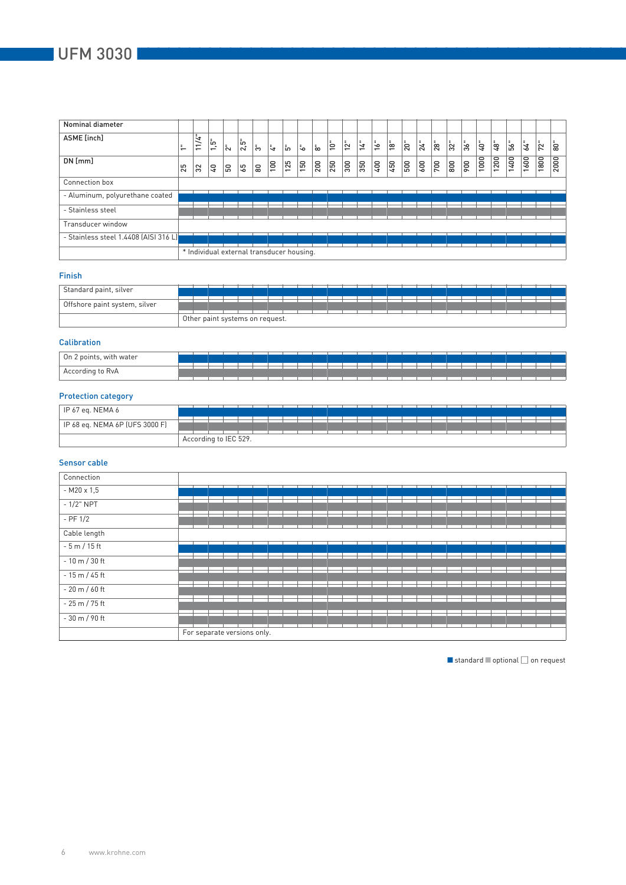# UFM 3030

| Nominal diameter | | | | | | | | | | | | | | | | | | | | | | | | | | |
|---|---|---|---|---|---|---|---|---|---|---|---|---|---|---|---|---|---|---|---|---|---|---|---|---|---|---|
| ASME [inch] | 1" | 11/4" | 1,5" | 2" | 2,5" | 3" | 4" | 5" | 6" | 8" | 10" | 12" | 14" | 16" | 18" | 20" | 24" | 28" | 32" | 36" | 40" | 48" | 56" | 64" | 72" | 80" |
| DN [mm] | 25 | 32 | 40 | 50 | 65 | 80 | 100 | 125 | 150 | 200 | 250 | 300 | 350 | 400 | 450 | 500 | 600 | 700 | 800 | 900 | 1000 | 1200 | 1400 | 1600 | 1800 | 2000 |
| Connection box | | | | | | | | | | | | | | | | | | | | | | | | | | |
| - Aluminum, polyurethane coated | ■ | ■ | ■ | ■ | ■ | ■ | ■ | ■ | ■ | ■ | ■ | ■ | ■ | ■ | ■ | ■ | ■ | ■ | ■ | ■ | ■ | ■ | ■ | ■ | ■ | ■ |
| - Stainless steel | ▩ | ▩ | ▩ | ▩ | ▩ | ▩ | ▩ | ▩ | ▩ | ▩ | ▩ | ▩ | ▩ | ▩ | ▩ | ▩ | ▩ | ▩ | ▩ | ▩ | ▩ | ▩ | ▩ | ▩ | ▩ | ▩ |
| Transducer window | | | | | | | | | | | | | | | | | | | | | | | | | | |
| - Stainless steel 1.4408 (AISI 316 L) | ■ | ■ | ■ | ■ | ■ | ■ | ■ | ■ | ■ | ■ | ■ | ■ | ■ | ■ | ■ | ■ | ■ | ■ | ■ | ■ | ■ | ■ | ■ | ■ | ■ | ■ |
| | * Individual external transducer housing. | | | | | | | | | | | | | | | | | | | | | | | | | |

## Finish

| Standard paint, silver | ■ | ■ | ■ | ■ | ■ | ■ | ■ | ■ | ■ | ■ | ■ | ■ | ■ | ■ | ■ | ■ | ■ | ■ | ■ | ■ | ■ | ■ | ■ | ■ | ■ | ■ |
|---|---|---|---|---|---|---|---|---|---|---|---|---|---|---|---|---|---|---|---|---|---|---|---|---|---|---|
| Offshore paint system, silver | ▩ | ▩ | ▩ | ▩ | ▩ | ▩ | ▩ | ▩ | ▩ | ▩ | ▩ | ▩ | ▩ | ▩ | ▩ | ▩ | ▩ | ▩ | ▩ | ▩ | ▩ | ▩ | ▩ | ▩ | ▩ | ▩ |
| | Other paint systems on request. | | | | | | | | | | | | | | | | | | | | | | | | | |

## Calibration

| On 2 points, with water | ■ | ■ | ■ | ■ | ■ | ■ | ■ | ■ | ■ | ■ | ■ | ■ | ■ | ■ | ■ | ■ | ■ | ■ | ■ | ■ | ■ | ■ | ■ | ■ | ■ | ■ |
|---|---|---|---|---|---|---|---|---|---|---|---|---|---|---|---|---|---|---|---|---|---|---|---|---|---|---|
| According to RvA | ▩ | ▩ | ▩ | ▩ | ▩ | ▩ | ▩ | ▩ | ▩ | ▩ | ▩ | ▩ | ▩ | ▩ | ▩ | ▩ | ▩ | ▩ | ▩ | ▩ | ▩ | ▩ | ▩ | ▩ | ▩ | ▩ |

## Protection category

| IP 67 eq. NEMA 6 | ■ | ■ | ■ | ■ | ■ | ■ | ■ | ■ | ■ | ■ | ■ | ■ | ■ | ■ | ■ | ■ | ■ | ■ | ■ | ■ | ■ | ■ | ■ | ■ | ■ | ■ |
|---|---|---|---|---|---|---|---|---|---|---|---|---|---|---|---|---|---|---|---|---|---|---|---|---|---|---|
| IP 68 eq. NEMA 6P (UFS 3000 F) | ▩ | ▩ | ▩ | ▩ | ▩ | ▩ | ▩ | ▩ | ▩ | ▩ | ▩ | ▩ | ▩ | ▩ | ▩ | ▩ | ▩ | ▩ | ▩ | ▩ | ▩ | ▩ | ▩ | ▩ | ▩ | ▩ |
| | According to IEC 529. | | | | | | | | | | | | | | | | | | | | | | | | | |

## Sensor cable

| Connection | | | | | | | | | | | | | | | | | | | | | | | | | | |
|---|---|---|---|---|---|---|---|---|---|---|---|---|---|---|---|---|---|---|---|---|---|---|---|---|---|---|
| - M20 x 1,5 | ■ | ■ | ■ | ■ | ■ | ■ | ■ | ■ | ■ | ■ | ■ | ■ | ■ | ■ | ■ | ■ | ■ | ■ | ■ | ■ | ■ | ■ | ■ | ■ | ■ | ■ |
| - 1/2" NPT | ▩ | ▩ | ▩ | ▩ | ▩ | ▩ | ▩ | ▩ | ▩ | ▩ | ▩ | ▩ | ▩ | ▩ | ▩ | ▩ | ▩ | ▩ | ▩ | ▩ | ▩ | ▩ | ▩ | ▩ | ▩ | ▩ |
| - PF 1/2 | ▩ | ▩ | ▩ | ▩ | ▩ | ▩ | ▩ | ▩ | ▩ | ▩ | ▩ | ▩ | ▩ | ▩ | ▩ | ▩ | ▩ | ▩ | ▩ | ▩ | ▩ | ▩ | ▩ | ▩ | ▩ | ▩ |
| Cable length | | | | | | | | | | | | | | | | | | | | | | | | | | |
| - 5 m / 15 ft | ■ | ■ | ■ | ■ | ■ | ■ | ■ | ■ | ■ | ■ | ■ | ■ | ■ | ■ | ■ | ■ | ■ | ■ | ■ | ■ | ■ | ■ | ■ | ■ | ■ | ■ |
| - 10 m / 30 ft | ▩ | ▩ | ▩ | ▩ | ▩ | ▩ | ▩ | ▩ | ▩ | ▩ | ▩ | ▩ | ▩ | ▩ | ▩ | ▩ | ▩ | ▩ | ▩ | ▩ | ▩ | ▩ | ▩ | ▩ | ▩ | ▩ |
| - 15 m / 45 ft | ▩ | ▩ | ▩ | ▩ | ▩ | ▩ | ▩ | ▩ | ▩ | ▩ | ▩ | ▩ | ▩ | ▩ | ▩ | ▩ | ▩ | ▩ | ▩ | ▩ | ▩ | ▩ | ▩ | ▩ | ▩ | ▩ |
| - 20 m / 60 ft | ▩ | ▩ | ▩ | ▩ | ▩ | ▩ | ▩ | ▩ | ▩ | ▩ | ▩ | ▩ | ▩ | ▩ | ▩ | ▩ | ▩ | ▩ | ▩ | ▩ | ▩ | ▩ | ▩ | ▩ | ▩ | ▩ |
| - 25 m / 75 ft | ▩ | ▩ | ▩ | ▩ | ▩ | ▩ | ▩ | ▩ | ▩ | ▩ | ▩ | ▩ | ▩ | ▩ | ▩ | ▩ | ▩ | ▩ | ▩ | ▩ | ▩ | ▩ | ▩ | ▩ | ▩ | ▩ |
| - 30 m / 90 ft | ▩ | ▩ | ▩ | ▩ | ▩ | ▩ | ▩ | ▩ | ▩ | ▩ | ▩ | ▩ | ▩ | ▩ | ▩ | ▩ | ▩ | ▩ | ▩ | ▩ | ▩ | ▩ | ▩ | ▩ | ▩ | ▩ |
| | For separate versions only. | | | | | | | | | | | | | | | | | | | | | | | | | |

■ standard ▩ optional □ on request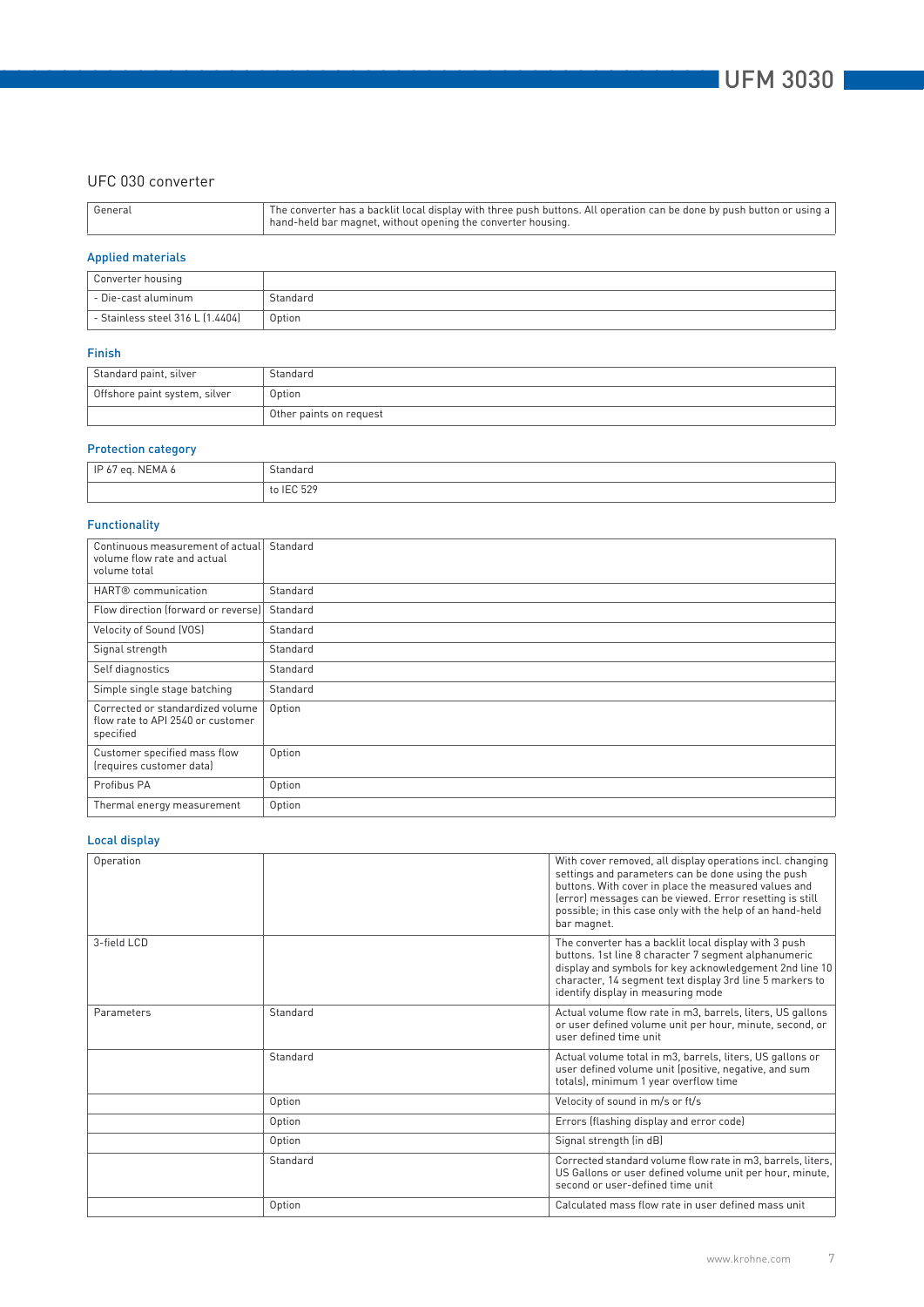## UFC 030 converter

| General | The converter has a backlit local display with three push buttons. All operation can be done by push button or using a hand-held bar magnet, without opening the converter housing. |
|---|---|

### Applied materials

| Converter housing | |
|---|---|
| - Die-cast aluminum | Standard |
| - Stainless steel 316 L (1.4404) | Option |

### Finish

| Standard paint, silver | Standard |
|---|---|
| Offshore paint system, silver | Option |
| | Other paints on request |

### Protection category

| IP 67 eq. NEMA 6 | Standard |
|---|---|
| | to IEC 529 |

### Functionality

| Continuous measurement of actual volume flow rate and actual volume total | Standard |
|---|---|
| HART® communication | Standard |
| Flow direction (forward or reverse) | Standard |
| Velocity of Sound (VOS) | Standard |
| Signal strength | Standard |
| Self diagnostics | Standard |
| Simple single stage batching | Standard |
| Corrected or standardized volume flow rate to API 2540 or customer specified | Option |
| Customer specified mass flow (requires customer data) | Option |
| Profibus PA | Option |
| Thermal energy measurement | Option |

### Local display

| Operation | | With cover removed, all display operations incl. changing settings and parameters can be done using the push buttons. With cover in place the measured values and (error) messages can be viewed. Error resetting is still possible; in this case only with the help of an hand-held bar magnet. |
|---|---|---|
| 3-field LCD | | The converter has a backlit local display with 3 push buttons. 1st line 8 character 7 segment alphanumeric display and symbols for key acknowledgement 2nd line 10 character, 14 segment text display 3rd line 5 markers to identify display in measuring mode |
| Parameters | Standard | Actual volume flow rate in m3, barrels, liters, US gallons or user defined volume unit per hour, minute, second, or user defined time unit |
| | Standard | Actual volume total in m3, barrels, liters, US gallons or user defined volume unit (positive, negative, and sum totals), minimum 1 year overflow time |
| | Option | Velocity of sound in m/s or ft/s |
| | Option | Errors (flashing display and error code) |
| | Option | Signal strength (in dB) |
| | Standard | Corrected standard volume flow rate in m3, barrels, liters, US Gallons or user defined volume unit per hour, minute, second or user-defined time unit |
| | Option | Calculated mass flow rate in user defined mass unit |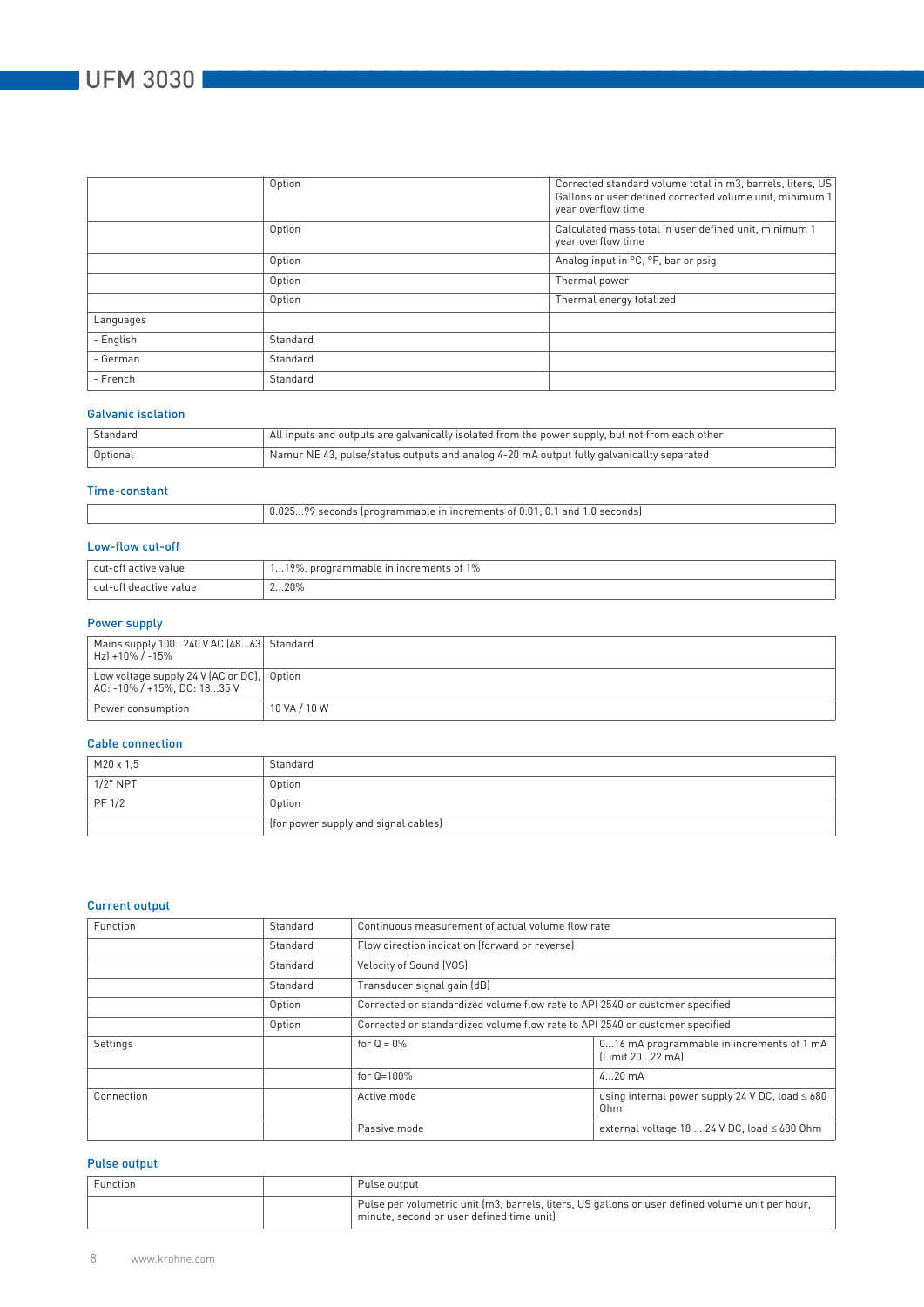| | | |
|---|---|---|
| | Option | Corrected standard volume total in m3, barrels, liters, US Gallons or user defined corrected volume unit, minimum 1 year overflow time |
| | Option | Calculated mass total in user defined unit, minimum 1 year overflow time |
| | Option | Analog input in °C, °F, bar or psig |
| | Option | Thermal power |
| | Option | Thermal energy totalized |
| Languages | | |
| - English | Standard | |
| - German | Standard | |
| - French | Standard | |

### Galvanic isolation

| | |
|---|---|
| Standard | All inputs and outputs are galvanically isolated from the power supply, but not from each other |
| Optional | Namur NE 43, pulse/status outputs and analog 4-20 mA output fully galvanicallty separated |

### Time-constant

| | |
|---|---|
| | 0.025…99 seconds (programmable in increments of 0.01; 0.1 and 1.0 seconds) |

### Low-flow cut-off

| | |
|---|---|
| cut-off active value | 1…19%, programmable in increments of 1% |
| cut-off deactive value | 2…20% |

### Power supply

| | |
|---|---|
| Mains supply 100…240 V AC (48…63 Hz) +10% / -15% | Standard |
| Low voltage supply 24 V (AC or DC), AC: -10% / +15%, DC: 18…35 V | Option |
| Power consumption | 10 VA / 10 W |

### Cable connection

| | |
|---|---|
| M20 x 1,5 | Standard |
| 1/2" NPT | Option |
| PF 1/2 | Option |
| | (for power supply and signal cables) |

### Current output

| | | | |
|---|---|---|---|
| Function | Standard | Continuous measurement of actual volume flow rate | |
| | Standard | Flow direction indication (forward or reverse) | |
| | Standard | Velocity of Sound (VOS) | |
| | Standard | Transducer signal gain (dB) | |
| | Option | Corrected or standardized volume flow rate to API 2540 or customer specified | |
| | Option | Corrected or standardized volume flow rate to API 2540 or customer specified | |
| Settings | | for Q = 0% | 0…16 mA programmable in increments of 1 mA (Limit 20…22 mA) |
| | | for Q=100% | 4…20 mA |
| Connection | | Active mode | using internal power supply 24 V DC, load ≤ 680 Ohm |
| | | Passive mode | external voltage 18 … 24 V DC, load ≤ 680 Ohm |

### Pulse output

| | | |
|---|---|---|
| Function | | Pulse output |
| | | Pulse per volumetric unit (m3, barrels, liters, US gallons or user defined volume unit per hour, minute, second or user defined time unit) |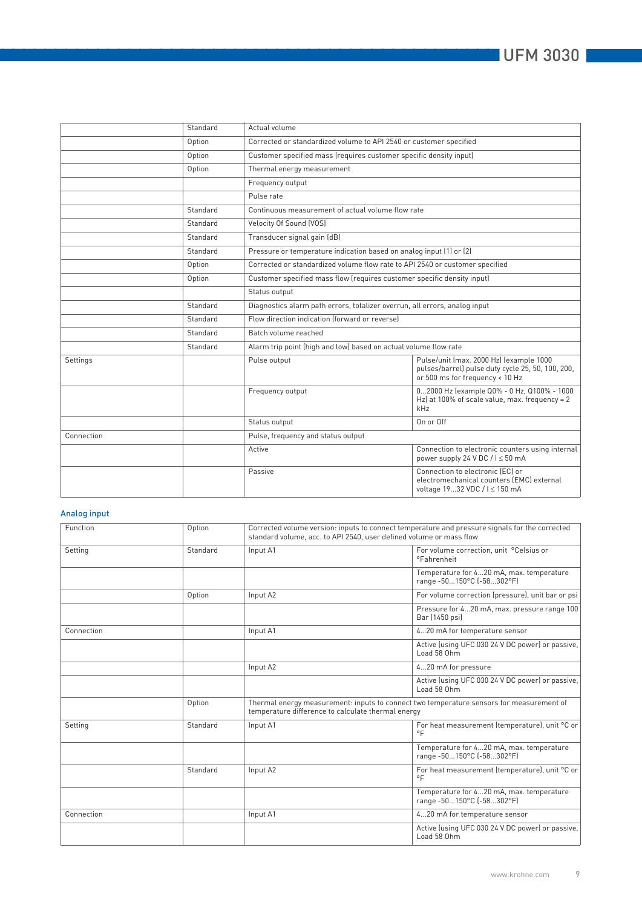| | | | |
|---|---|---|---|
| | Standard | Actual volume | |
| | Option | Corrected or standardized volume to API 2540 or customer specified | |
| | Option | Customer specified mass (requires customer specific density input) | |
| | Option | Thermal energy measurement | |
| | | Frequency output | |
| | | Pulse rate | |
| | Standard | Continuous measurement of actual volume flow rate | |
| | Standard | Velocity Of Sound (VOS) | |
| | Standard | Transducer signal gain (dB) | |
| | Standard | Pressure or temperature indication based on analog input (1) or (2) | |
| | Option | Corrected or standardized volume flow rate to API 2540 or customer specified | |
| | Option | Customer specified mass flow (requires customer specific density input) | |
| | | Status output | |
| | Standard | Diagnostics alarm path errors, totalizer overrun, all errors, analog input | |
| | Standard | Flow direction indication (forward or reverse) | |
| | Standard | Batch volume reached | |
| | Standard | Alarm trip point (high and low) based on actual volume flow rate | |
| Settings | | Pulse output | Pulse/unit (max. 2000 Hz) (example 1000 pulses/barrel) pulse duty cycle 25, 50, 100, 200, or 500 ms for frequency < 10 Hz |
| | | Frequency output | 0...2000 Hz (example Q0% - 0 Hz, Q100% - 1000 Hz) at 100% of scale value, max. frequency = 2 kHz |
| | | Status output | On or Off |
| Connection | | Pulse, frequency and status output | |
| | | Active | Connection to electronic counters using internal power supply 24 V DC / I ≤ 50 mA |
| | | Passive | Connection to electronic (EC) or electromechanical counters (EMC) external voltage 19...32 VDC / I ≤ 150 mA |

## Analog input

| | | | |
|---|---|---|---|
| Function | Option | Corrected volume version: inputs to connect temperature and pressure signals for the corrected standard volume, acc. to API 2540, user defined volume or mass flow | |
| Setting | Standard | Input A1 | For volume correction, unit °Celsius or °Fahrenheit |
| | | | Temperature for 4...20 mA, max. temperature range -50...150°C (-58...302°F) |
| | Option | Input A2 | For volume correction (pressure), unit bar or psi |
| | | | Pressure for 4...20 mA, max. pressure range 100 Bar (1450 psi) |
| Connection | | Input A1 | 4...20 mA for temperature sensor |
| | | | Active (using UFC 030 24 V DC power) or passive, Load 58 Ohm |
| | | Input A2 | 4...20 mA for pressure |
| | | | Active (using UFC 030 24 V DC power) or passive, Load 58 Ohm |
| | Option | Thermal energy measurement: inputs to connect two temperature sensors for measurement of temperature difference to calculate thermal energy | |
| Setting | Standard | Input A1 | For heat measurement (temperature), unit °C or °F |
| | | | Temperature for 4...20 mA, max. temperature range -50...150°C (-58...302°F) |
| | Standard | Input A2 | For heat measurement (temperature), unit °C or °F |
| | | | Temperature for 4...20 mA, max. temperature range -50...150°C (-58...302°F) |
| Connection | | Input A1 | 4...20 mA for temperature sensor |
| | | | Active (using UFC 030 24 V DC power) or passive, Load 58 Ohm |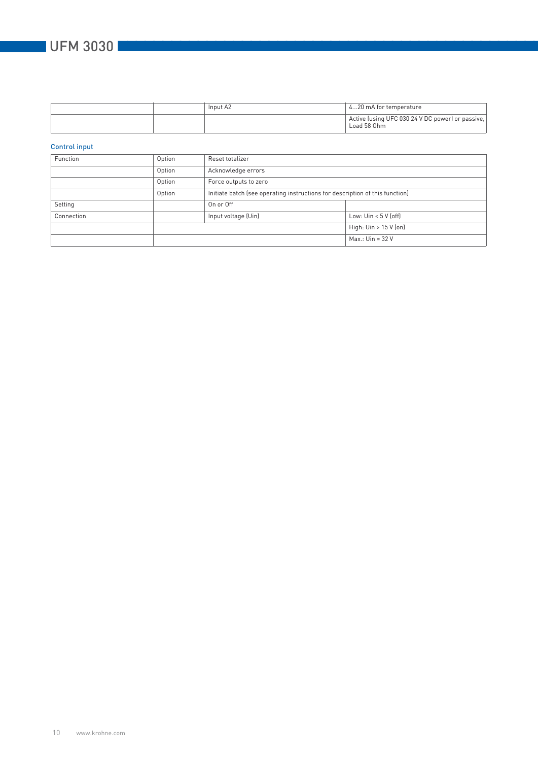| | | | |
|---|---|---|---|
| | | Input A2 | 4...20 mA for temperature |
| | | | Active (using UFC 030 24 V DC power) or passive, Load 58 Ohm |

### Control input

| | | | |
|---|---|---|---|
| Function | Option | Reset totalizer | |
| | Option | Acknowledge errors | |
| | Option | Force outputs to zero | |
| | Option | Initiate batch (see operating instructions for description of this function) | |
| Setting | | On or Off | |
| Connection | | Input voltage (Uin) | Low: Uin < 5 V (off) |
| | | | High: Uin > 15 V (on) |
| | | | Max.: Uin = 32 V |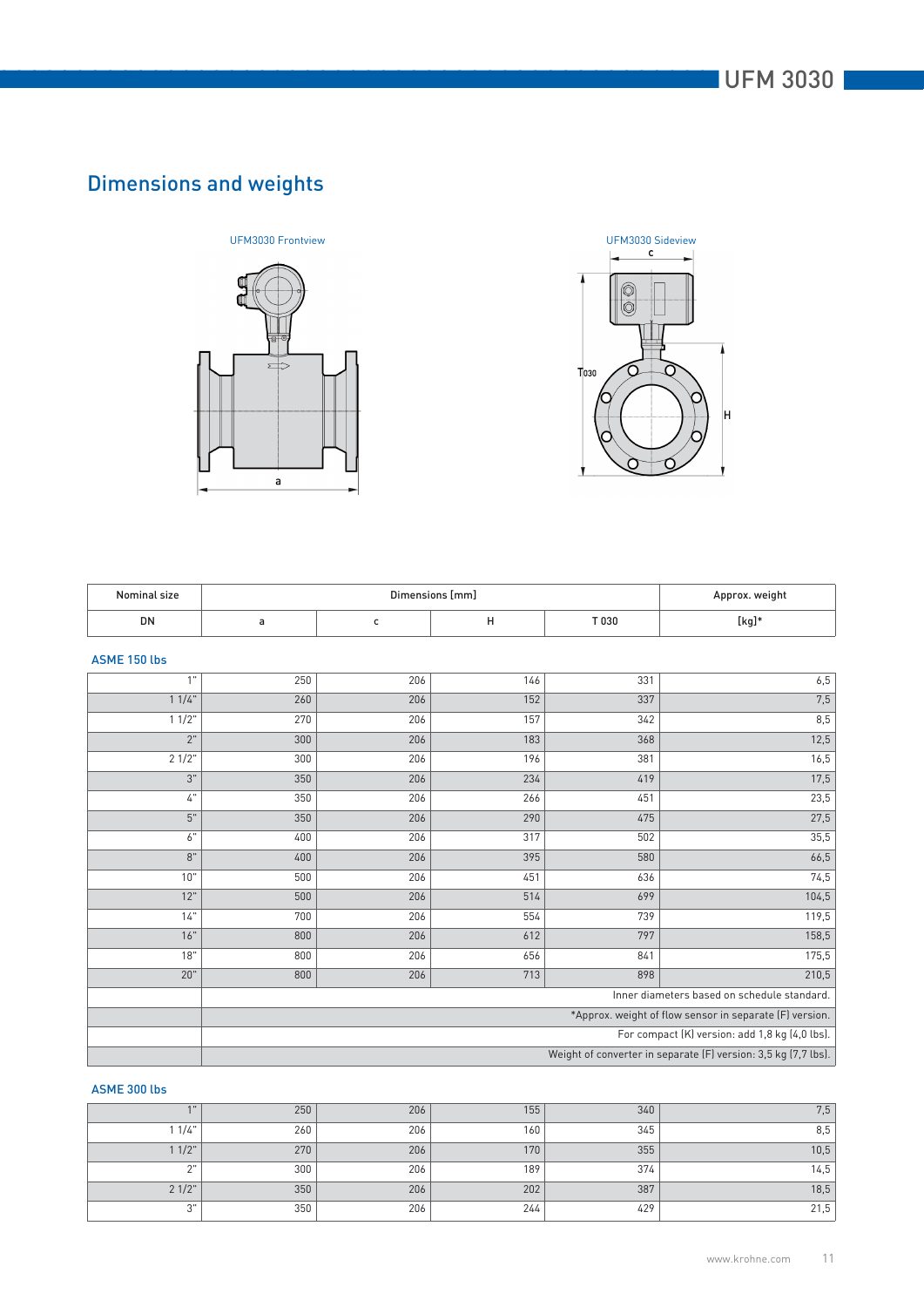## Dimensions and weights

UFM3030 Frontview

UFM3030 Sideview

| Nominal size | Dimensions [mm] | | | | Approx. weight |
|---|---|---|---|---|---|
| DN | a | c | H | T 030 | [kg]* |

**ASME 150 lbs**

| DN | a | c | H | T 030 | [kg]* |
|---|---|---|---|---|---|
| 1" | 250 | 206 | 146 | 331 | 6,5 |
| 1 1/4" | 260 | 206 | 152 | 337 | 7,5 |
| 1 1/2" | 270 | 206 | 157 | 342 | 8,5 |
| 2" | 300 | 206 | 183 | 368 | 12,5 |
| 2 1/2" | 300 | 206 | 196 | 381 | 16,5 |
| 3" | 350 | 206 | 234 | 419 | 17,5 |
| 4" | 350 | 206 | 266 | 451 | 23,5 |
| 5" | 350 | 206 | 290 | 475 | 27,5 |
| 6" | 400 | 206 | 317 | 502 | 35,5 |
| 8" | 400 | 206 | 395 | 580 | 66,5 |
| 10" | 500 | 206 | 451 | 636 | 74,5 |
| 12" | 500 | 206 | 514 | 699 | 104,5 |
| 14" | 700 | 206 | 554 | 739 | 119,5 |
| 16" | 800 | 206 | 612 | 797 | 158,5 |
| 18" | 800 | 206 | 656 | 841 | 175,5 |
| 20" | 800 | 206 | 713 | 898 | 210,5 |

Inner diameters based on schedule standard.

*Approx. weight of flow sensor in separate (F) version.

For compact (K) version: add 1,8 kg (4,0 lbs).

Weight of converter in separate (F) version: 3,5 kg (7,7 lbs).

**ASME 300 lbs**

| DN | a | c | H | T 030 | [kg]* |
|---|---|---|---|---|---|
| 1" | 250 | 206 | 155 | 340 | 7,5 |
| 1 1/4" | 260 | 206 | 160 | 345 | 8,5 |
| 1 1/2" | 270 | 206 | 170 | 355 | 10,5 |
| 2" | 300 | 206 | 189 | 374 | 14,5 |
| 2 1/2" | 350 | 206 | 202 | 387 | 18,5 |
| 3" | 350 | 206 | 244 | 429 | 21,5 |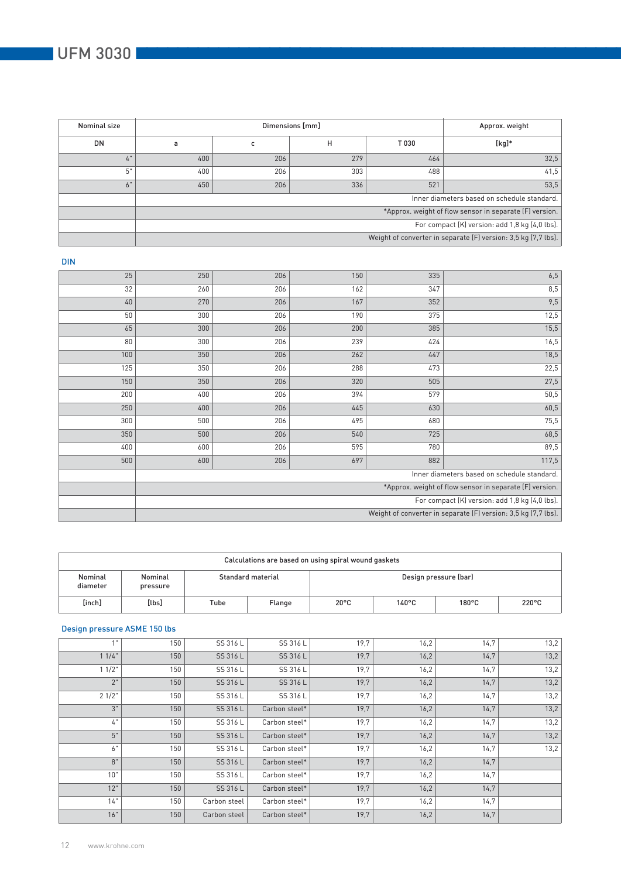# UFM 3030

| Nominal size | Dimensions [mm] | | | | Approx. weight |
|---|---|---|---|---|---|
| DN | a | c | H | T 030 | [kg]* |
| 4" | 400 | 206 | 279 | 464 | 32,5 |
| 5" | 400 | 206 | 303 | 488 | 41,5 |
| 6" | 450 | 206 | 336 | 521 | 53,5 |
| | Inner diameters based on schedule standard. | | | | |
| | *Approx. weight of flow sensor in separate (F) version. | | | | |
| | For compact (K) version: add 1,8 kg (4,0 lbs). | | | | |
| | Weight of converter in separate (F) version: 3,5 kg (7,7 lbs). | | | | |

## DIN

| Nominal size DN | a | c | H | T 030 | Approx. weight [kg]* |
|---|---|---|---|---|---|
| 25 | 250 | 206 | 150 | 335 | 6,5 |
| 32 | 260 | 206 | 162 | 347 | 8,5 |
| 40 | 270 | 206 | 167 | 352 | 9,5 |
| 50 | 300 | 206 | 190 | 375 | 12,5 |
| 65 | 300 | 206 | 200 | 385 | 15,5 |
| 80 | 300 | 206 | 239 | 424 | 16,5 |
| 100 | 350 | 206 | 262 | 447 | 18,5 |
| 125 | 350 | 206 | 288 | 473 | 22,5 |
| 150 | 350 | 206 | 320 | 505 | 27,5 |
| 200 | 400 | 206 | 394 | 579 | 50,5 |
| 250 | 400 | 206 | 445 | 630 | 60,5 |
| 300 | 500 | 206 | 495 | 680 | 75,5 |
| 350 | 500 | 206 | 540 | 725 | 68,5 |
| 400 | 600 | 206 | 595 | 780 | 89,5 |
| 500 | 600 | 206 | 697 | 882 | 117,5 |
| | Inner diameters based on schedule standard. | | | | |
| | *Approx. weight of flow sensor in separate (F) version. | | | | |
| | For compact (K) version: add 1,8 kg (4,0 lbs). | | | | |
| | Weight of converter in separate (F) version: 3,5 kg (7,7 lbs). | | | | |

| Calculations are based on using spiral wound gaskets | | | | | | | |
|---|---|---|---|---|---|---|---|
| Nominal diameter | Nominal pressure | Standard material | | Design pressure (bar) | | | |
| [inch] | [lbs] | Tube | Flange | 20°C | 140°C | 180°C | 220°C |

## Design pressure ASME 150 lbs

| Nominal diameter [inch] | Nominal pressure [lbs] | Tube | Flange | 20°C | 140°C | 180°C | 220°C |
|---|---|---|---|---|---|---|---|
| 1" | 150 | SS 316 L | SS 316 L | 19,7 | 16,2 | 14,7 | 13,2 |
| 1 1/4" | 150 | SS 316 L | SS 316 L | 19,7 | 16,2 | 14,7 | 13,2 |
| 1 1/2" | 150 | SS 316 L | SS 316 L | 19,7 | 16,2 | 14,7 | 13,2 |
| 2" | 150 | SS 316 L | SS 316 L | 19,7 | 16,2 | 14,7 | 13,2 |
| 2 1/2" | 150 | SS 316 L | SS 316 L | 19,7 | 16,2 | 14,7 | 13,2 |
| 3" | 150 | SS 316 L | Carbon steel* | 19,7 | 16,2 | 14,7 | 13,2 |
| 4" | 150 | SS 316 L | Carbon steel* | 19,7 | 16,2 | 14,7 | 13,2 |
| 5" | 150 | SS 316 L | Carbon steel* | 19,7 | 16,2 | 14,7 | 13,2 |
| 6" | 150 | SS 316 L | Carbon steel* | 19,7 | 16,2 | 14,7 | 13,2 |
| 8" | 150 | SS 316 L | Carbon steel* | 19,7 | 16,2 | 14,7 | |
| 10" | 150 | SS 316 L | Carbon steel* | 19,7 | 16,2 | 14,7 | |
| 12" | 150 | SS 316 L | Carbon steel* | 19,7 | 16,2 | 14,7 | |
| 14" | 150 | Carbon steel | Carbon steel* | 19,7 | 16,2 | 14,7 | |
| 16" | 150 | Carbon steel | Carbon steel* | 19,7 | 16,2 | 14,7 | |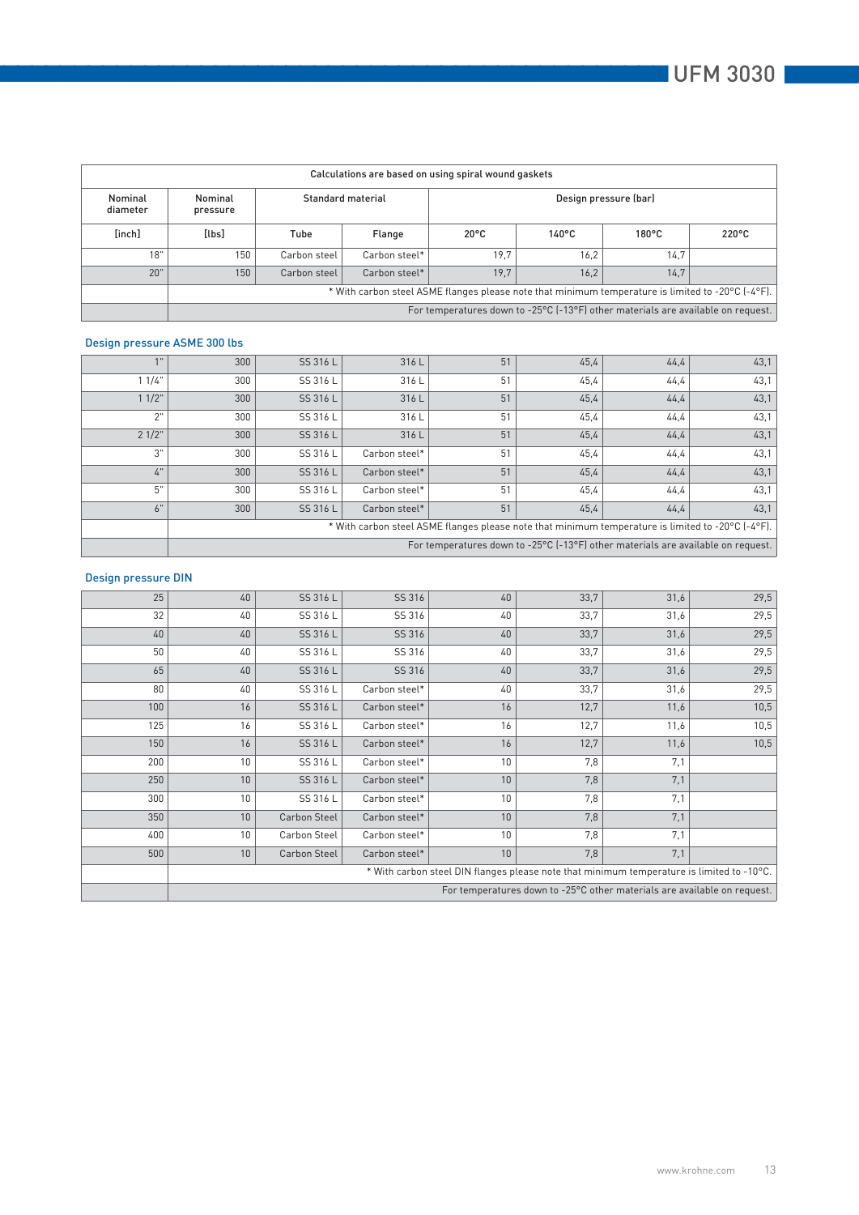| Calculations are based on using spiral wound gaskets | | | | | | | |
|---|---|---|---|---|---|---|---|
| Nominal diameter | Nominal pressure | Standard material | | Design pressure [bar] | | | |
| [inch] | [lbs] | Tube | Flange | 20°C | 140°C | 180°C | 220°C |
| 18" | 150 | Carbon steel | Carbon steel* | 19,7 | 16,2 | 14,7 | |
| 20" | 150 | Carbon steel | Carbon steel* | 19,7 | 16,2 | 14,7 | |
| | * With carbon steel ASME flanges please note that minimum temperature is limited to -20°C (-4°F). | | | | | | |
| | For temperatures down to -25°C (-13°F) other materials are available on request. | | | | | | |

### Design pressure ASME 300 lbs

| Nominal diameter [inch] | Nominal pressure [lbs] | Tube | Flange | 20°C | 140°C | 180°C | 220°C |
|---|---|---|---|---|---|---|---|
| 1" | 300 | SS 316 L | 316 L | 51 | 45,4 | 44,4 | 43,1 |
| 1 1/4" | 300 | SS 316 L | 316 L | 51 | 45,4 | 44,4 | 43,1 |
| 1 1/2" | 300 | SS 316 L | 316 L | 51 | 45,4 | 44,4 | 43,1 |
| 2" | 300 | SS 316 L | 316 L | 51 | 45,4 | 44,4 | 43,1 |
| 2 1/2" | 300 | SS 316 L | 316 L | 51 | 45,4 | 44,4 | 43,1 |
| 3" | 300 | SS 316 L | Carbon steel* | 51 | 45,4 | 44,4 | 43,1 |
| 4" | 300 | SS 316 L | Carbon steel* | 51 | 45,4 | 44,4 | 43,1 |
| 5" | 300 | SS 316 L | Carbon steel* | 51 | 45,4 | 44,4 | 43,1 |
| 6" | 300 | SS 316 L | Carbon steel* | 51 | 45,4 | 44,4 | 43,1 |
| | * With carbon steel ASME flanges please note that minimum temperature is limited to -20°C (-4°F). | | | | | | |
| | For temperatures down to -25°C (-13°F) other materials are available on request. | | | | | | |

### Design pressure DIN

| Nominal diameter | Nominal pressure | Tube | Flange | 20°C | 140°C | 180°C | 220°C |
|---|---|---|---|---|---|---|---|
| 25 | 40 | SS 316 L | SS 316 | 40 | 33,7 | 31,6 | 29,5 |
| 32 | 40 | SS 316 L | SS 316 | 40 | 33,7 | 31,6 | 29,5 |
| 40 | 40 | SS 316 L | SS 316 | 40 | 33,7 | 31,6 | 29,5 |
| 50 | 40 | SS 316 L | SS 316 | 40 | 33,7 | 31,6 | 29,5 |
| 65 | 40 | SS 316 L | SS 316 | 40 | 33,7 | 31,6 | 29,5 |
| 80 | 40 | SS 316 L | Carbon steel* | 40 | 33,7 | 31,6 | 29,5 |
| 100 | 16 | SS 316 L | Carbon steel* | 16 | 12,7 | 11,6 | 10,5 |
| 125 | 16 | SS 316 L | Carbon steel* | 16 | 12,7 | 11,6 | 10,5 |
| 150 | 16 | SS 316 L | Carbon steel* | 16 | 12,7 | 11,6 | 10,5 |
| 200 | 10 | SS 316 L | Carbon steel* | 10 | 7,8 | 7,1 | |
| 250 | 10 | SS 316 L | Carbon steel* | 10 | 7,8 | 7,1 | |
| 300 | 10 | SS 316 L | Carbon steel* | 10 | 7,8 | 7,1 | |
| 350 | 10 | Carbon Steel | Carbon steel* | 10 | 7,8 | 7,1 | |
| 400 | 10 | Carbon Steel | Carbon steel* | 10 | 7,8 | 7,1 | |
| 500 | 10 | Carbon Steel | Carbon steel* | 10 | 7,8 | 7,1 | |
| | * With carbon steel DIN flanges please note that minimum temperature is limited to -10°C. | | | | | | |
| | For temperatures down to -25°C other materials are available on request. | | | | | | |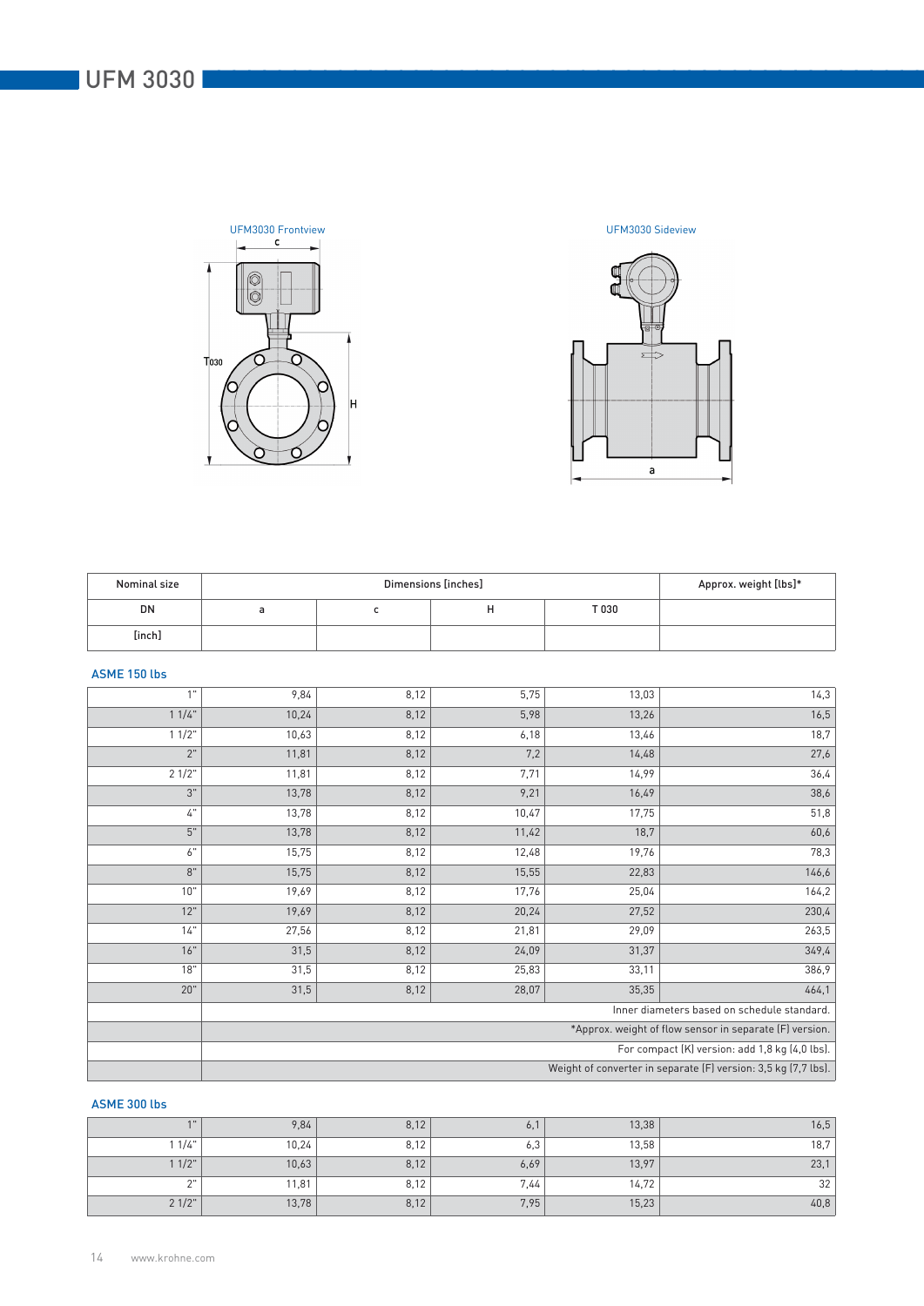# UFM 3030

UFM3030 Frontview

UFM3030 Sideview

| Nominal size | Dimensions [inches] | | | | Approx. weight [lbs]* |
|---|---|---|---|---|---|
| DN | a | c | H | T 030 | |
| [inch] | | | | | |

### ASME 150 lbs

| DN [inch] | a | c | H | T 030 | Approx. weight [lbs]* |
|---|---|---|---|---|---|
| 1" | 9,84 | 8,12 | 5,75 | 13,03 | 14,3 |
| 1 1/4" | 10,24 | 8,12 | 5,98 | 13,26 | 16,5 |
| 1 1/2" | 10,63 | 8,12 | 6,18 | 13,46 | 18,7 |
| 2" | 11,81 | 8,12 | 7,2 | 14,48 | 27,6 |
| 2 1/2" | 11,81 | 8,12 | 7,71 | 14,99 | 36,4 |
| 3" | 13,78 | 8,12 | 9,21 | 16,49 | 38,6 |
| 4" | 13,78 | 8,12 | 10,47 | 17,75 | 51,8 |
| 5" | 13,78 | 8,12 | 11,42 | 18,7 | 60,6 |
| 6" | 15,75 | 8,12 | 12,48 | 19,76 | 78,3 |
| 8" | 15,75 | 8,12 | 15,55 | 22,83 | 146,6 |
| 10" | 19,69 | 8,12 | 17,76 | 25,04 | 164,2 |
| 12" | 19,69 | 8,12 | 20,24 | 27,52 | 230,4 |
| 14" | 27,56 | 8,12 | 21,81 | 29,09 | 263,5 |
| 16" | 31,5 | 8,12 | 24,09 | 31,37 | 349,4 |
| 18" | 31,5 | 8,12 | 25,83 | 33,11 | 386,9 |
| 20" | 31,5 | 8,12 | 28,07 | 35,35 | 464,1 |
| | Inner diameters based on schedule standard. | | | | |
| | *Approx. weight of flow sensor in separate (F) version. | | | | |
| | For compact (K) version: add 1,8 kg (4,0 lbs). | | | | |
| | Weight of converter in separate (F) version: 3,5 kg (7,7 lbs). | | | | |

### ASME 300 lbs

| DN [inch] | a | c | H | T 030 | Approx. weight [lbs]* |
|---|---|---|---|---|---|
| 1" | 9,84 | 8,12 | 6,1 | 13,38 | 16,5 |
| 1 1/4" | 10,24 | 8,12 | 6,3 | 13,58 | 18,7 |
| 1 1/2" | 10,63 | 8,12 | 6,69 | 13,97 | 23,1 |
| 2" | 11,81 | 8,12 | 7,44 | 14,72 | 32 |
| 2 1/2" | 13,78 | 8,12 | 7,95 | 15,23 | 40,8 |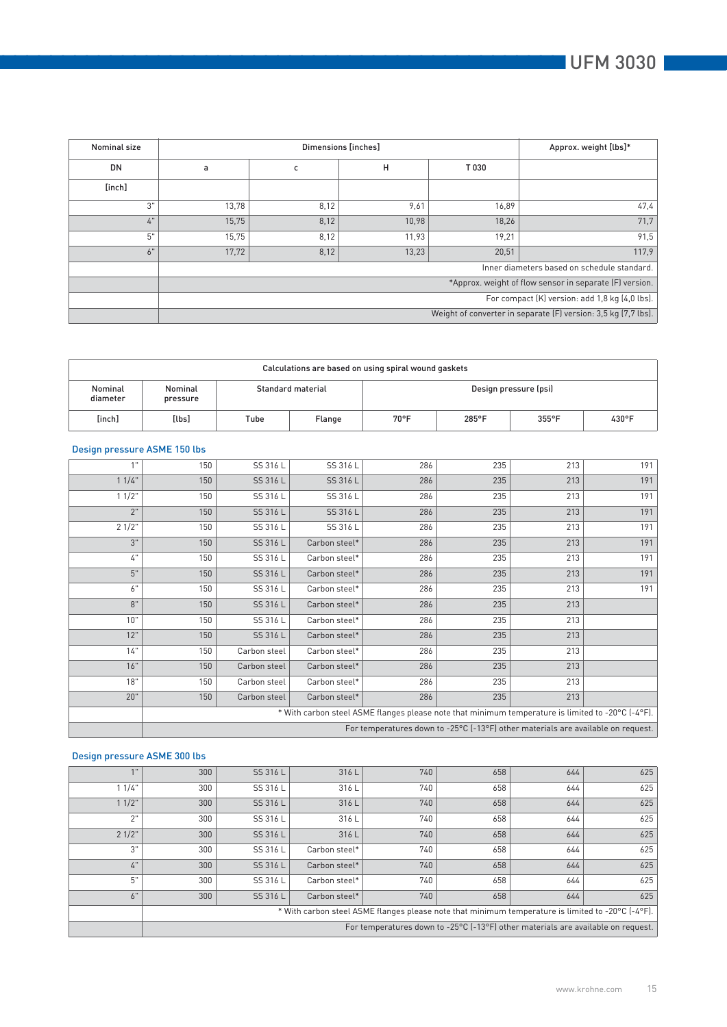| Nominal size | Dimensions [inches] | | | | Approx. weight [lbs]* |
|---|---|---|---|---|---|
| DN | a | c | H | T 030 | |
| [inch] | | | | | |
| 3" | 13,78 | 8,12 | 9,61 | 16,89 | 47,4 |
| 4" | 15,75 | 8,12 | 10,98 | 18,26 | 71,7 |
| 5" | 15,75 | 8,12 | 11,93 | 19,21 | 91,5 |
| 6" | 17,72 | 8,12 | 13,23 | 20,51 | 117,9 |
| | Inner diameters based on schedule standard. | | | | |
| | *Approx. weight of flow sensor in separate (F) version. | | | | |
| | For compact (K) version: add 1,8 kg (4,0 lbs). | | | | |
| | Weight of converter in separate (F) version: 3,5 kg (7,7 lbs). | | | | |

| Calculations are based on using spiral wound gaskets | | | | | | | |
|---|---|---|---|---|---|---|---|
| Nominal diameter | Nominal pressure | Standard material | | Design pressure (psi) | | | |
| [inch] | [lbs] | Tube | Flange | 70°F | 285°F | 355°F | 430°F |

**Design pressure ASME 150 lbs**

| | | | | | | | |
|---|---|---|---|---|---|---|---|
| 1" | 150 | SS 316 L | SS 316 L | 286 | 235 | 213 | 191 |
| 1 1/4" | 150 | SS 316 L | SS 316 L | 286 | 235 | 213 | 191 |
| 1 1/2" | 150 | SS 316 L | SS 316 L | 286 | 235 | 213 | 191 |
| 2" | 150 | SS 316 L | SS 316 L | 286 | 235 | 213 | 191 |
| 2 1/2" | 150 | SS 316 L | SS 316 L | 286 | 235 | 213 | 191 |
| 3" | 150 | SS 316 L | Carbon steel* | 286 | 235 | 213 | 191 |
| 4" | 150 | SS 316 L | Carbon steel* | 286 | 235 | 213 | 191 |
| 5" | 150 | SS 316 L | Carbon steel* | 286 | 235 | 213 | 191 |
| 6" | 150 | SS 316 L | Carbon steel* | 286 | 235 | 213 | 191 |
| 8" | 150 | SS 316 L | Carbon steel* | 286 | 235 | 213 | |
| 10" | 150 | SS 316 L | Carbon steel* | 286 | 235 | 213 | |
| 12" | 150 | SS 316 L | Carbon steel* | 286 | 235 | 213 | |
| 14" | 150 | Carbon steel | Carbon steel* | 286 | 235 | 213 | |
| 16" | 150 | Carbon steel | Carbon steel* | 286 | 235 | 213 | |
| 18" | 150 | Carbon steel | Carbon steel* | 286 | 235 | 213 | |
| 20" | 150 | Carbon steel | Carbon steel* | 286 | 235 | 213 | |
| | * With carbon steel ASME flanges please note that minimum temperature is limited to -20°C (-4°F). | | | | | | |
| | For temperatures down to -25°C (-13°F) other materials are available on request. | | | | | | |

**Design pressure ASME 300 lbs**

| | | | | | | | |
|---|---|---|---|---|---|---|---|
| 1" | 300 | SS 316 L | 316 L | 740 | 658 | 644 | 625 |
| 1 1/4" | 300 | SS 316 L | 316 L | 740 | 658 | 644 | 625 |
| 1 1/2" | 300 | SS 316 L | 316 L | 740 | 658 | 644 | 625 |
| 2" | 300 | SS 316 L | 316 L | 740 | 658 | 644 | 625 |
| 2 1/2" | 300 | SS 316 L | 316 L | 740 | 658 | 644 | 625 |
| 3" | 300 | SS 316 L | Carbon steel* | 740 | 658 | 644 | 625 |
| 4" | 300 | SS 316 L | Carbon steel* | 740 | 658 | 644 | 625 |
| 5" | 300 | SS 316 L | Carbon steel* | 740 | 658 | 644 | 625 |
| 6" | 300 | SS 316 L | Carbon steel* | 740 | 658 | 644 | 625 |
| | * With carbon steel ASME flanges please note that minimum temperature is limited to -20°C (-4°F). | | | | | | |
| | For temperatures down to -25°C (-13°F) other materials are available on request. | | | | | | |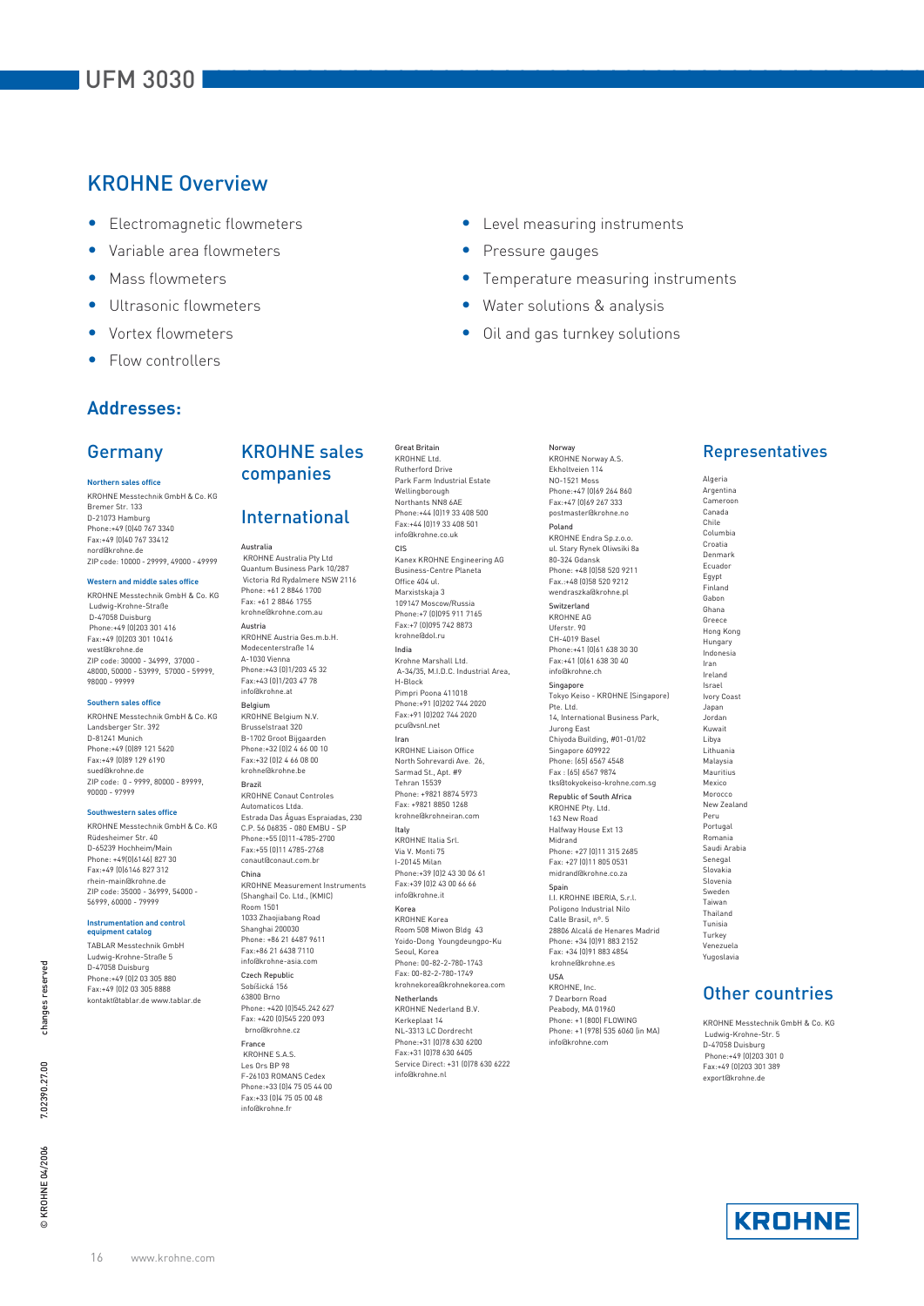## KROHNE Overview

- Electromagnetic flowmeters
- Variable area flowmeters
- Mass flowmeters
- Ultrasonic flowmeters
- Vortex flowmeters
- Flow controllers
- Level measuring instruments
- Pressure gauges
- Temperature measuring instruments
- Water solutions & analysis
- Oil and gas turnkey solutions

## Addresses:

### Germany

**Northern sales office**
KROHNE Messtechnik GmbH & Co. KG
Bremer Str. 133
D-21073 Hamburg
Phone:+49 (0)40 767 3340
Fax:+49 (0)40 767 33412
nord@krohne.de
ZIP code: 10000 - 29999, 49000 - 49999

**Western and middle sales office**
KROHNE Messtechnik GmbH & Co. KG
Ludwig-Krohne-Straße
D-47058 Duisburg
Phone:+49 (0)203 301 416
Fax:+49 (0)203 301 10416
west@krohne.de
ZIP code: 30000 - 34999, 37000 - 48000, 50000 - 53999, 57000 - 59999, 98000 - 99999

**Southern sales office**
KROHNE Messtechnik GmbH & Co. KG
Landsberger Str. 392
D-81241 Munich
Phone:+49 (0)89 121 5620
Fax:+49 (0)89 129 6190
sued@krohne.de
ZIP code: 0 - 9999, 80000 - 89999, 90000 - 97999

**Southwestern sales office**
KROHNE Messtechnik GmbH & Co. KG
Rüdesheimer Str. 40
D-65239 Hochheim/Main
Phone: +49(0)6146) 827 30
Fax:+49 (0)6146 827 312
rhein-main@krohne.de
ZIP code: 35000 - 36999, 54000 - 56999, 60000 - 79999

**Instrumentation and control equipment catalog**
TABLAR Messtechnik GmbH
Ludwig-Krohne-Straße 5
D-47058 Duisburg
Phone:+49 (0)2 03 305 880
Fax:+49 (0)2 03 305 8888
kontakt@tablar.de www.tablar.de

### KROHNE sales companies

### International

**Australia**
KROHNE Australia Pty Ltd
Quantum Business Park 10/287
Victoria Rd Rydalmere NSW 2116
Phone: +61 2 8846 1700
Fax: +61 2 8846 1755
krohne@krohne.com.au

**Austria**
KROHNE Austria Ges.m.b.H.
Modecenterstraße 14
A-1030 Vienna
Phone:+43 (0)1/203 45 32
Fax:+43 (0)1/203 47 78
info@krohne.at

**Belgium**
KROHNE Belgium N.V.
Brusselstraat 320
B-1702 Groot Bijgaarden
Phone:+32 (0)2 4 66 00 10
Fax:+32 (0)2 4 66 08 00
krohne@krohne.be

**Brazil**
KROHNE Conaut Controles Automaticos Ltda.
Estrada Das Águas Espraiadas, 230
C.P. 56 06835 - 080 EMBU - SP
Phone:+55 (0)11-4785-2700
Fax:+55 (0)11 4785-2768
conaut@conaut.com.br

**China**
KROHNE Measurement Instruments (Shanghai) Co. Ltd., (KMIC)
Room 1501
1033 Zhaojiabang Road
Shanghai 200030
Phone: +86 21 6487 9611
Fax:+86 21 6438 7110
info@krohne-asia.com

**Czech Republic**
Sobišická 156
63800 Brno
Phone: +420 (0)545.242 627
Fax: +420 (0)545 220 093
brno@krohne.cz

**France**
KROHNE S.A.S.
Les Ors BP 98
F-26103 ROMANS Cedex
Phone:+33 (0)4 75 05 44 00
Fax:+33 (0)4 75 05 00 48
info@krohne.fr

**Great Britain**
KROHNE Ltd.
Rutherford Drive
Park Farm Industrial Estate
Wellingborough
Northants NN8 6AE
Phone:+44 (0)19 33 408 500
Fax:+44 (0)19 33 408 501
info@krohne.co.uk

**CIS**
Kanex KROHNE Engineering AG
Business-Centre Planeta
Office 404 ul.
Marxistskaja 3
109147 Moscow/Russia
Phone:+7 (0)095 911 7165
Fax:+7 (0)095 742 8873
krohne@dol.ru

**India**
Krohne Marshall Ltd.
A-34/35, M.I.D.C. Industrial Area, H-Block
Pimpri Poona 411018
Phone:+91 (0)202 744 2020
Fax:+91 (0)202 744 2020
pcu@vsnl.net

**Iran**
KROHNE Liaison Office
North Sohrevardi Ave. 26,
Sarmad St., Apt. #9
Tehran 15539
Phone: +9821 8874 5973
Fax: +9821 8850 1268
krohne@krohneiran.com

**Italy**
KROHNE Italia Srl.
Via V. Monti 75
I-20145 Milan
Phone:+39 (0)2 43 30 06 61
Fax:+39 (0)2 43 00 66 66
info@krohne.it

**Korea**
KROHNE Korea
Room 508 Miwon Bldg 43
Yoido-Dong Youngdeungpo-Ku
Seoul, Korea
Phone: 00-82-2-780-1743
Fax: 00-82-2-780-1749
krohnekorea@krohnekorea.com

**Netherlands**
KROHNE Nederland B.V.
Kerkeplaat 14
NL-3313 LC Dordrecht
Phone:+31 (0)78 630 6200
Fax:+31 (0)78 630 6405
Service Direct: +31 (0)78 630 6222
info@krohne.nl

**Norway**
KROHNE Norway A.S.
Ekholtveien 114
NO-1521 Moss
Phone:+47 (0)69 264 860
Fax:+47 (0)69 267 333
postmaster@krohne.no

**Poland**
KROHNE Endra Sp.z.o.o.
ul. Stary Rynek Oliwski 8a
80-324 Gdansk
Phone: +48 (0)58 520 9211
Fax.:+48 (0)58 520 9212
wendraszka@krohne.pl

**Switzerland**
KROHNE AG
Uferstr. 90
CH-4019 Basel
Phone:+41 (0)61 638 30 30
Fax:+41 (0)61 638 30 40
info@krohne.ch

**Singapore**
Tokyo Keiso - KROHNE (Singapore) Pte. Ltd.
14, International Business Park,
Jurong East
Chiyoda Building, #01-01/02
Singapore 609922
Phone: (65) 6567 4548
Fax : (65) 6567 9874
tks@tokyokeiso-krohne.com.sg

**Republic of South Africa**
KROHNE Pty. Ltd.
163 New Road
Halfway House Ext 13
Midrand
Phone: +27 (0)11 315 2685
Fax: +27 (0)11 805 0531
midrand@krohne.co.za

**Spain**
I.I. KROHNE IBERIA, S.r.L.
Poligono Industrial Nilo
Calle Brasil, nº. 5
28806 Alcalá de Henares Madrid
Phone: +34 (0)91 883 2152
Fax: +34 (0)91 883 4854
krohne@krohne.es

**USA**
KROHNE, Inc.
7 Dearborn Road
Peabody, MA 01960
Phone: +1 (800) FLOWING
Phone: +1 (978) 535 6060 (in MA)
info@krohne.com

### Representatives

Algeria
Argentina
Cameroon
Canada
Chile
Columbia
Croatia
Denmark
Ecuador
Egypt
Finland
Gabon
Ghana
Greece
Hong Kong
Hungary
Indonesia
Iran
Ireland
Israel
Ivory Coast
Japan
Jordan
Kuwait
Libya
Lithuania
Malaysia
Mauritius
Mexico
Morocco
New Zealand
Peru
Portugal
Romania
Saudi Arabia
Senegal
Slovakia
Slovenia
Sweden
Taiwan
Thailand
Tunisia
Turkey
Venezuela
Yugoslavia

### Other countries

KROHNE Messtechnik GmbH & Co. KG
Ludwig-Krohne-Str. 5
D-47058 Duisburg
Phone:+49 (0)203 301 0
Fax:+49 (0)203 301 389
export@krohne.de

© KROHNE 04/2006 7.02390.27.00 changes reserved

www.krohne.com